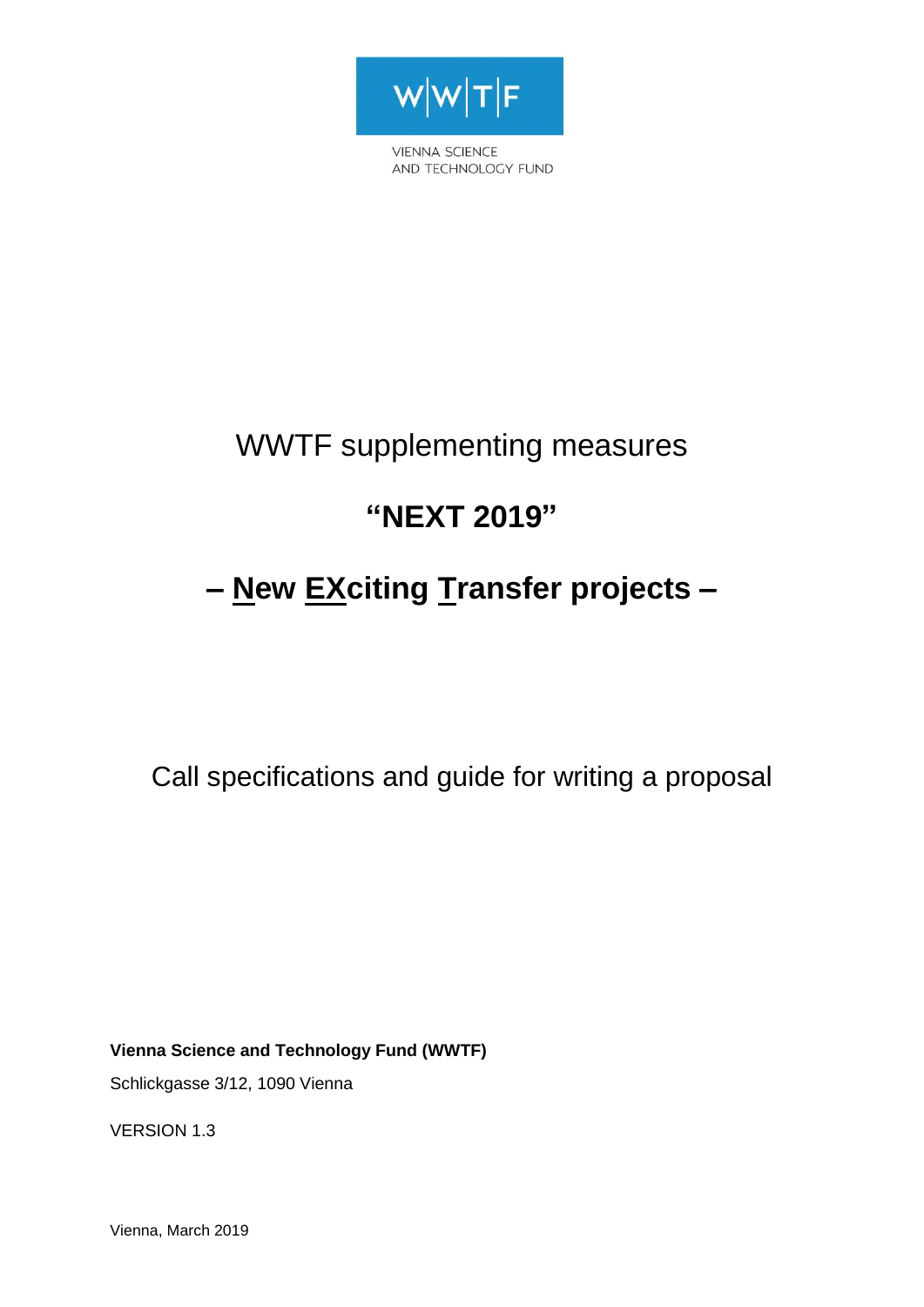W|W|T|F

VIENNA SCIENCE
AND TECHNOLOGY FUND

# WWTF supplementing measures

# **"NEXT 2019"**

# **– New EXciting Transfer projects –**

Call specifications and guide for writing a proposal

**Vienna Science and Technology Fund (WWTF)**

Schlickgasse 3/12, 1090 Vienna

VERSION 1.3

Vienna, March 2019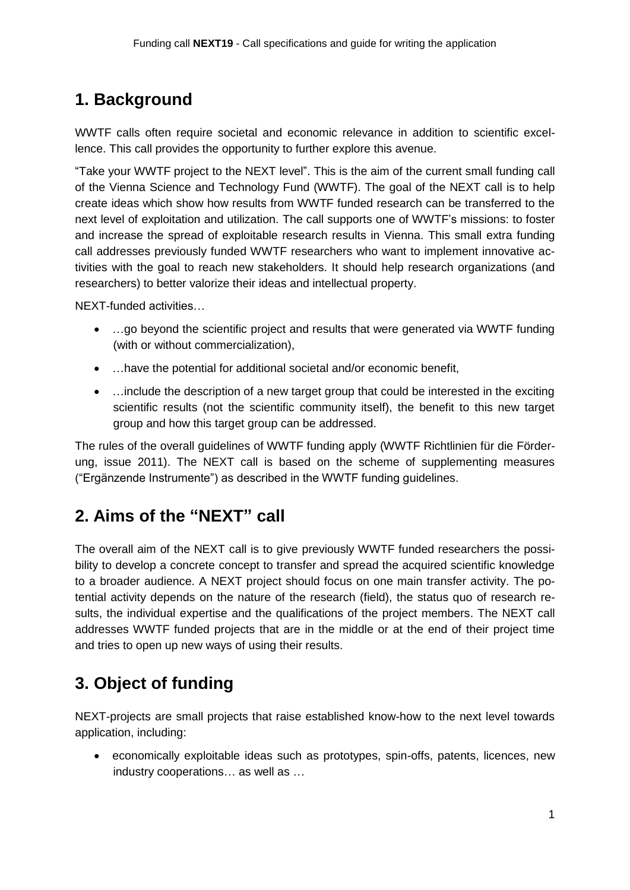## 1. Background

WWTF calls often require societal and economic relevance in addition to scientific excellence. This call provides the opportunity to further explore this avenue.

"Take your WWTF project to the NEXT level". This is the aim of the current small funding call of the Vienna Science and Technology Fund (WWTF). The goal of the NEXT call is to help create ideas which show how results from WWTF funded research can be transferred to the next level of exploitation and utilization. The call supports one of WWTF's missions: to foster and increase the spread of exploitable research results in Vienna. This small extra funding call addresses previously funded WWTF researchers who want to implement innovative activities with the goal to reach new stakeholders. It should help research organizations (and researchers) to better valorize their ideas and intellectual property.

NEXT-funded activities…

- …go beyond the scientific project and results that were generated via WWTF funding (with or without commercialization),
- …have the potential for additional societal and/or economic benefit,
- …include the description of a new target group that could be interested in the exciting scientific results (not the scientific community itself), the benefit to this new target group and how this target group can be addressed.

The rules of the overall guidelines of WWTF funding apply (WWTF Richtlinien für die Förderung, issue 2011). The NEXT call is based on the scheme of supplementing measures ("Ergänzende Instrumente") as described in the WWTF funding guidelines.

## 2. Aims of the "NEXT" call

The overall aim of the NEXT call is to give previously WWTF funded researchers the possibility to develop a concrete concept to transfer and spread the acquired scientific knowledge to a broader audience. A NEXT project should focus on one main transfer activity. The potential activity depends on the nature of the research (field), the status quo of research results, the individual expertise and the qualifications of the project members. The NEXT call addresses WWTF funded projects that are in the middle or at the end of their project time and tries to open up new ways of using their results.

## 3. Object of funding

NEXT-projects are small projects that raise established know-how to the next level towards application, including:

- economically exploitable ideas such as prototypes, spin-offs, patents, licences, new industry cooperations… as well as …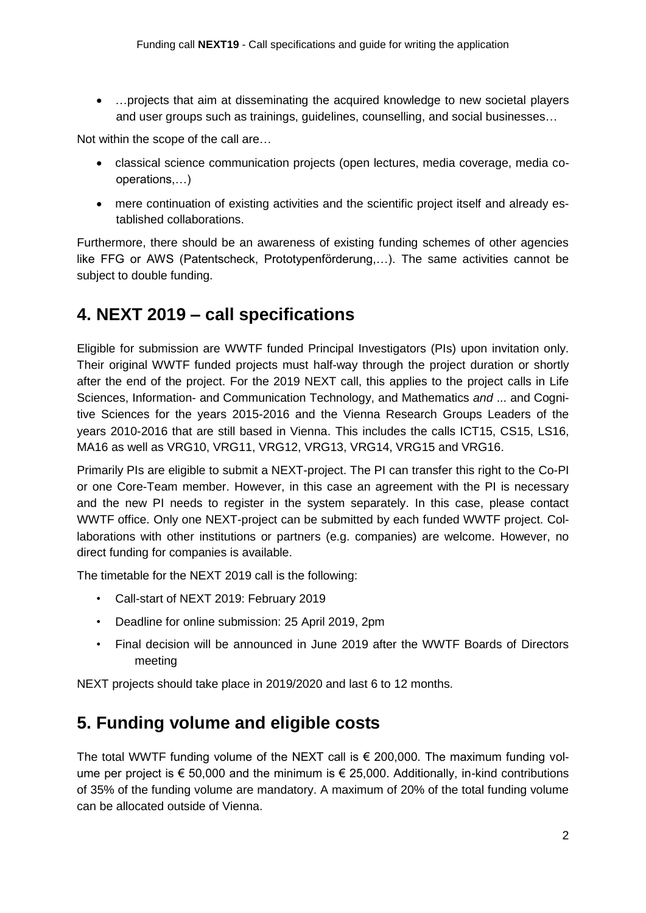- …projects that aim at disseminating the acquired knowledge to new societal players and user groups such as trainings, guidelines, counselling, and social businesses…

Not within the scope of the call are…

- classical science communication projects (open lectures, media coverage, media co-operations,…)
- mere continuation of existing activities and the scientific project itself and already established collaborations.

Furthermore, there should be an awareness of existing funding schemes of other agencies like FFG or AWS (Patentscheck, Prototypenförderung,…). The same activities cannot be subject to double funding.

## 4. NEXT 2019 – call specifications

Eligible for submission are WWTF funded Principal Investigators (PIs) upon invitation only. Their original WWTF funded projects must half-way through the project duration or shortly after the end of the project. For the 2019 NEXT call, this applies to the project calls in Life Sciences, Information- and Communication Technology, and Mathematics *and* ... and Cognitive Sciences for the years 2015-2016 and the Vienna Research Groups Leaders of the years 2010-2016 that are still based in Vienna. This includes the calls ICT15, CS15, LS16, MA16 as well as VRG10, VRG11, VRG12, VRG13, VRG14, VRG15 and VRG16.

Primarily PIs are eligible to submit a NEXT-project. The PI can transfer this right to the Co-PI or one Core-Team member. However, in this case an agreement with the PI is necessary and the new PI needs to register in the system separately. In this case, please contact WWTF office. Only one NEXT-project can be submitted by each funded WWTF project. Collaborations with other institutions or partners (e.g. companies) are welcome. However, no direct funding for companies is available.

The timetable for the NEXT 2019 call is the following:

- Call-start of NEXT 2019: February 2019
- Deadline for online submission: 25 April 2019, 2pm
- Final decision will be announced in June 2019 after the WWTF Boards of Directors meeting

NEXT projects should take place in 2019/2020 and last 6 to 12 months.

## 5. Funding volume and eligible costs

The total WWTF funding volume of the NEXT call is € 200,000. The maximum funding volume per project is € 50,000 and the minimum is € 25,000. Additionally, in-kind contributions of 35% of the funding volume are mandatory. A maximum of 20% of the total funding volume can be allocated outside of Vienna.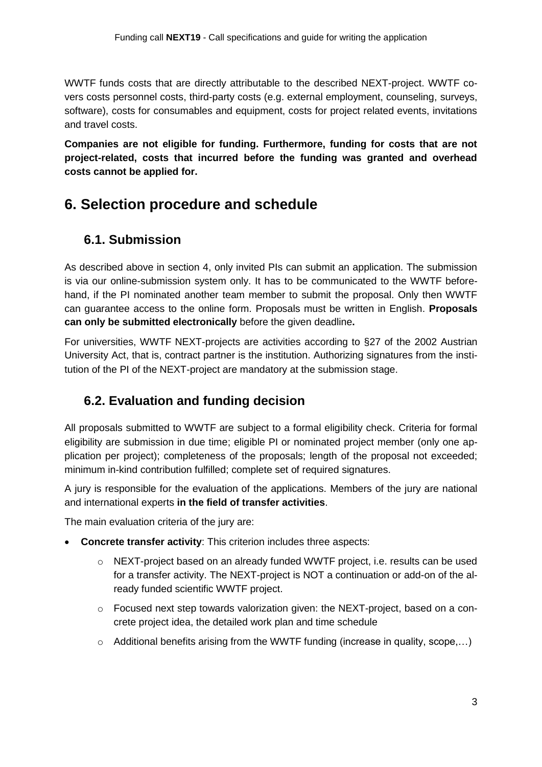WWTF funds costs that are directly attributable to the described NEXT-project. WWTF covers costs personnel costs, third-party costs (e.g. external employment, counseling, surveys, software), costs for consumables and equipment, costs for project related events, invitations and travel costs.

**Companies are not eligible for funding. Furthermore, funding for costs that are not project-related, costs that incurred before the funding was granted and overhead costs cannot be applied for.**

# 6. Selection procedure and schedule

## 6.1. Submission

As described above in section 4, only invited PIs can submit an application. The submission is via our online-submission system only. It has to be communicated to the WWTF beforehand, if the PI nominated another team member to submit the proposal. Only then WWTF can guarantee access to the online form. Proposals must be written in English. **Proposals can only be submitted electronically** before the given deadline**.**

For universities, WWTF NEXT-projects are activities according to §27 of the 2002 Austrian University Act, that is, contract partner is the institution. Authorizing signatures from the institution of the PI of the NEXT-project are mandatory at the submission stage.

## 6.2. Evaluation and funding decision

All proposals submitted to WWTF are subject to a formal eligibility check. Criteria for formal eligibility are submission in due time; eligible PI or nominated project member (only one application per project); completeness of the proposals; length of the proposal not exceeded; minimum in-kind contribution fulfilled; complete set of required signatures.

A jury is responsible for the evaluation of the applications. Members of the jury are national and international experts **in the field of transfer activities**.

The main evaluation criteria of the jury are:

- **Concrete transfer activity**: This criterion includes three aspects:
  - NEXT-project based on an already funded WWTF project, i.e. results can be used for a transfer activity. The NEXT-project is NOT a continuation or add-on of the already funded scientific WWTF project.
  - Focused next step towards valorization given: the NEXT-project, based on a concrete project idea, the detailed work plan and time schedule
  - Additional benefits arising from the WWTF funding (increase in quality, scope,…)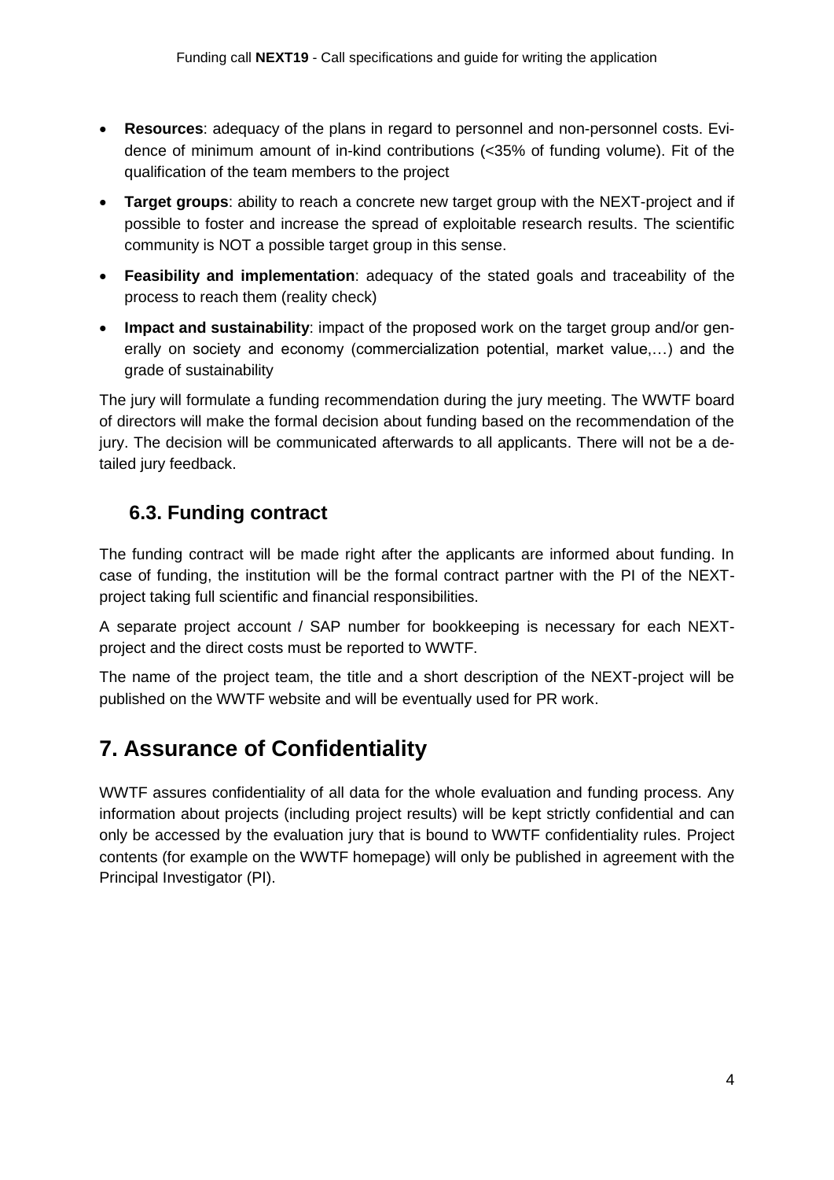- **Resources**: adequacy of the plans in regard to personnel and non-personnel costs. Evidence of minimum amount of in-kind contributions (<35% of funding volume). Fit of the qualification of the team members to the project
- **Target groups**: ability to reach a concrete new target group with the NEXT-project and if possible to foster and increase the spread of exploitable research results. The scientific community is NOT a possible target group in this sense.
- **Feasibility and implementation**: adequacy of the stated goals and traceability of the process to reach them (reality check)
- **Impact and sustainability**: impact of the proposed work on the target group and/or generally on society and economy (commercialization potential, market value,…) and the grade of sustainability

The jury will formulate a funding recommendation during the jury meeting. The WWTF board of directors will make the formal decision about funding based on the recommendation of the jury. The decision will be communicated afterwards to all applicants. There will not be a detailed jury feedback.

## 6.3. Funding contract

The funding contract will be made right after the applicants are informed about funding. In case of funding, the institution will be the formal contract partner with the PI of the NEXT-project taking full scientific and financial responsibilities.

A separate project account / SAP number for bookkeeping is necessary for each NEXT-project and the direct costs must be reported to WWTF.

The name of the project team, the title and a short description of the NEXT-project will be published on the WWTF website and will be eventually used for PR work.

# 7. Assurance of Confidentiality

WWTF assures confidentiality of all data for the whole evaluation and funding process. Any information about projects (including project results) will be kept strictly confidential and can only be accessed by the evaluation jury that is bound to WWTF confidentiality rules. Project contents (for example on the WWTF homepage) will only be published in agreement with the Principal Investigator (PI).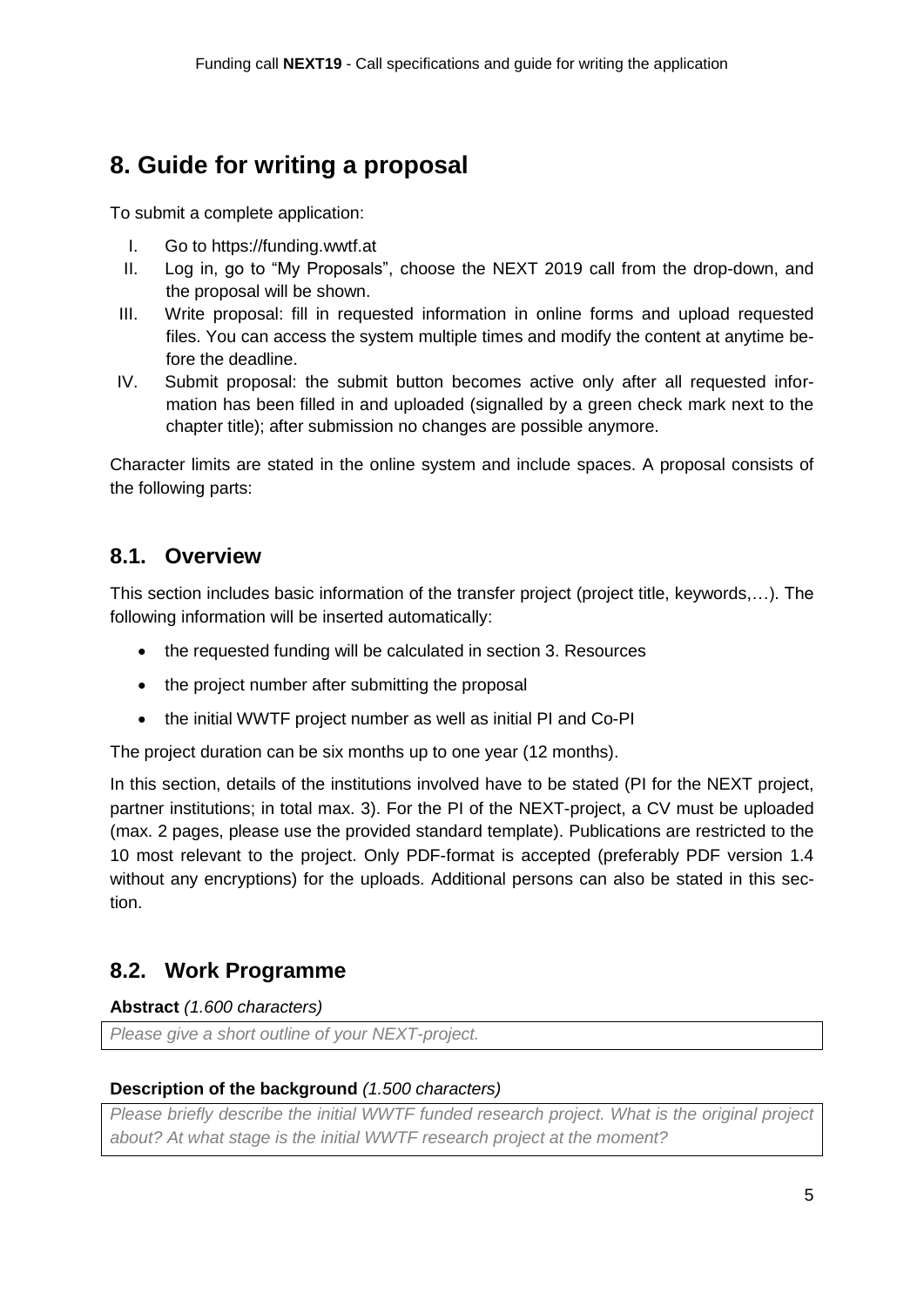# 8. Guide for writing a proposal

To submit a complete application:

I. Go to https://funding.wwtf.at
II. Log in, go to "My Proposals", choose the NEXT 2019 call from the drop-down, and the proposal will be shown.
III. Write proposal: fill in requested information in online forms and upload requested files. You can access the system multiple times and modify the content at anytime before the deadline.
IV. Submit proposal: the submit button becomes active only after all requested information has been filled in and uploaded (signalled by a green check mark next to the chapter title); after submission no changes are possible anymore.

Character limits are stated in the online system and include spaces. A proposal consists of the following parts:

## 8.1. Overview

This section includes basic information of the transfer project (project title, keywords,…). The following information will be inserted automatically:

- the requested funding will be calculated in section 3. Resources
- the project number after submitting the proposal
- the initial WWTF project number as well as initial PI and Co-PI

The project duration can be six months up to one year (12 months).

In this section, details of the institutions involved have to be stated (PI for the NEXT project, partner institutions; in total max. 3). For the PI of the NEXT-project, a CV must be uploaded (max. 2 pages, please use the provided standard template). Publications are restricted to the 10 most relevant to the project. Only PDF-format is accepted (preferably PDF version 1.4 without any encryptions) for the uploads. Additional persons can also be stated in this section.

## 8.2. Work Programme

**Abstract** *(1.600 characters)*

*Please give a short outline of your NEXT-project.*

**Description of the background** *(1.500 characters)*

*Please briefly describe the initial WWTF funded research project. What is the original project about? At what stage is the initial WWTF research project at the moment?*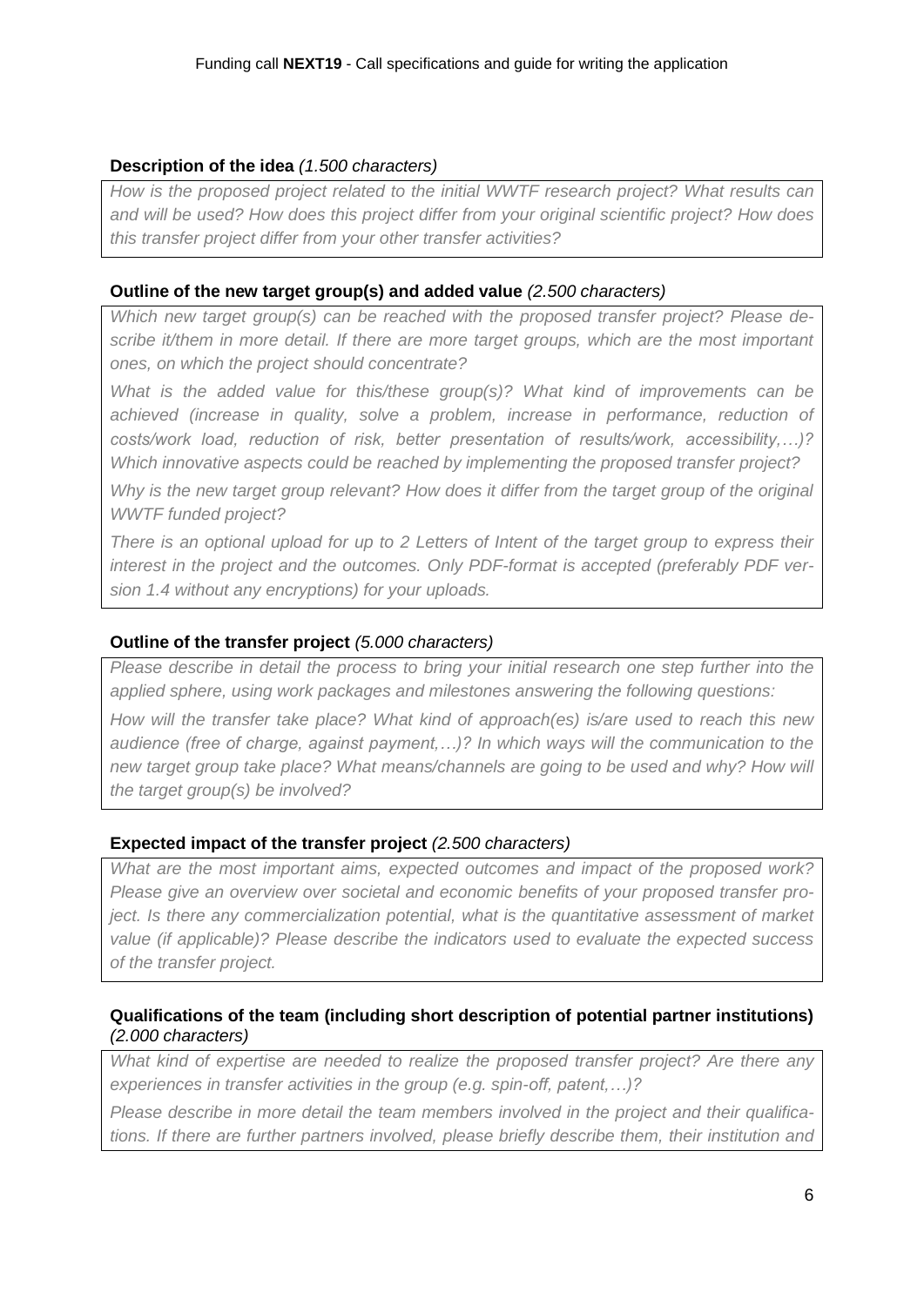**Description of the idea** *(1.500 characters)*

*How is the proposed project related to the initial WWTF research project? What results can and will be used? How does this project differ from your original scientific project? How does this transfer project differ from your other transfer activities?*

**Outline of the new target group(s) and added value** *(2.500 characters)*

*Which new target group(s) can be reached with the proposed transfer project? Please describe it/them in more detail. If there are more target groups, which are the most important ones, on which the project should concentrate?*

*What is the added value for this/these group(s)? What kind of improvements can be achieved (increase in quality, solve a problem, increase in performance, reduction of costs/work load, reduction of risk, better presentation of results/work, accessibility,…)? Which innovative aspects could be reached by implementing the proposed transfer project?*

*Why is the new target group relevant? How does it differ from the target group of the original WWTF funded project?*

*There is an optional upload for up to 2 Letters of Intent of the target group to express their interest in the project and the outcomes. Only PDF-format is accepted (preferably PDF version 1.4 without any encryptions) for your uploads.*

**Outline of the transfer project** *(5.000 characters)*

*Please describe in detail the process to bring your initial research one step further into the applied sphere, using work packages and milestones answering the following questions:*

*How will the transfer take place? What kind of approach(es) is/are used to reach this new audience (free of charge, against payment,…)? In which ways will the communication to the new target group take place? What means/channels are going to be used and why? How will the target group(s) be involved?*

**Expected impact of the transfer project** *(2.500 characters)*

*What are the most important aims, expected outcomes and impact of the proposed work? Please give an overview over societal and economic benefits of your proposed transfer project. Is there any commercialization potential, what is the quantitative assessment of market value (if applicable)? Please describe the indicators used to evaluate the expected success of the transfer project.*

**Qualifications of the team (including short description of potential partner institutions)** *(2.000 characters)*

*What kind of expertise are needed to realize the proposed transfer project? Are there any experiences in transfer activities in the group (e.g. spin-off, patent,…)?*

*Please describe in more detail the team members involved in the project and their qualifications. If there are further partners involved, please briefly describe them, their institution and*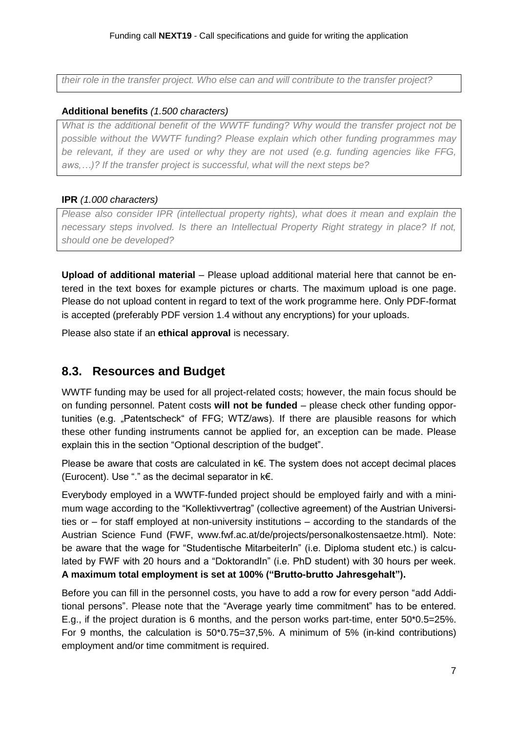*their role in the transfer project. Who else can and will contribute to the transfer project?*

**Additional benefits** *(1.500 characters)*

*What is the additional benefit of the WWTF funding? Why would the transfer project not be possible without the WWTF funding? Please explain which other funding programmes may be relevant, if they are used or why they are not used (e.g. funding agencies like FFG, aws,…)? If the transfer project is successful, what will the next steps be?*

**IPR** *(1.000 characters)*

*Please also consider IPR (intellectual property rights), what does it mean and explain the necessary steps involved. Is there an Intellectual Property Right strategy in place? If not, should one be developed?*

**Upload of additional material** – Please upload additional material here that cannot be entered in the text boxes for example pictures or charts. The maximum upload is one page. Please do not upload content in regard to text of the work programme here. Only PDF-format is accepted (preferably PDF version 1.4 without any encryptions) for your uploads.

Please also state if an **ethical approval** is necessary.

## 8.3. Resources and Budget

WWTF funding may be used for all project-related costs; however, the main focus should be on funding personnel. Patent costs **will not be funded** – please check other funding opportunities (e.g. „Patentscheck" of FFG; WTZ/aws). If there are plausible reasons for which these other funding instruments cannot be applied for, an exception can be made. Please explain this in the section "Optional description of the budget".

Please be aware that costs are calculated in k€. The system does not accept decimal places (Eurocent). Use "." as the decimal separator in k€.

Everybody employed in a WWTF-funded project should be employed fairly and with a minimum wage according to the "Kollektivvertrag" (collective agreement) of the Austrian Universities or – for staff employed at non-university institutions – according to the standards of the Austrian Science Fund (FWF, www.fwf.ac.at/de/projects/personalkostensaetze.html). Note: be aware that the wage for "Studentische MitarbeiterIn" (i.e. Diploma student etc.) is calculated by FWF with 20 hours and a "DoktorandIn" (i.e. PhD student) with 30 hours per week. **A maximum total employment is set at 100% ("Brutto-brutto Jahresgehalt").**

Before you can fill in the personnel costs, you have to add a row for every person "add Additional persons". Please note that the "Average yearly time commitment" has to be entered. E.g., if the project duration is 6 months, and the person works part-time, enter 50*0.5=25%. For 9 months, the calculation is 50*0.75=37,5%. A minimum of 5% (in-kind contributions) employment and/or time commitment is required.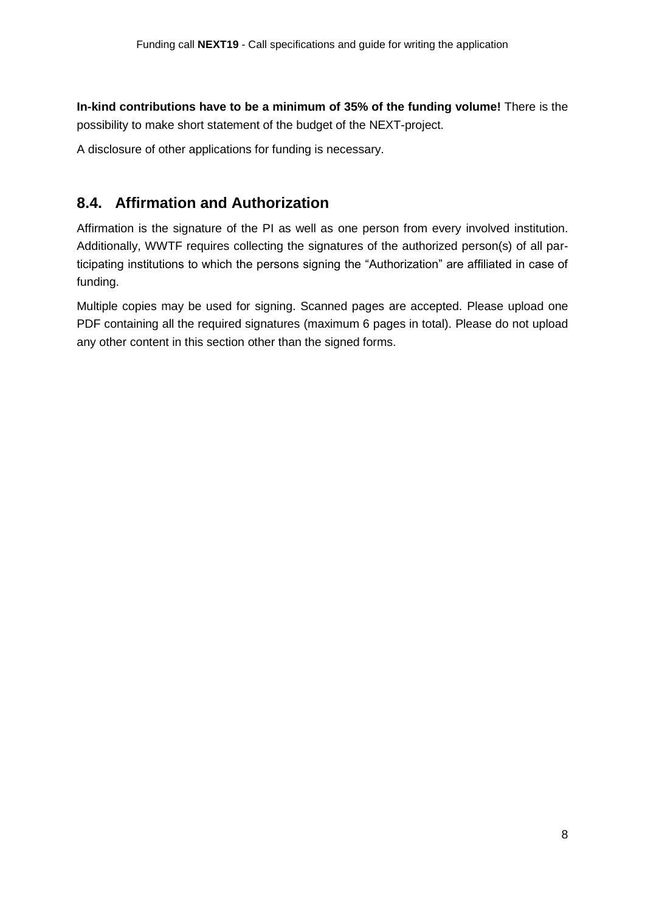**In-kind contributions have to be a minimum of 35% of the funding volume!** There is the possibility to make short statement of the budget of the NEXT-project.

A disclosure of other applications for funding is necessary.

## 8.4. Affirmation and Authorization

Affirmation is the signature of the PI as well as one person from every involved institution. Additionally, WWTF requires collecting the signatures of the authorized person(s) of all participating institutions to which the persons signing the "Authorization" are affiliated in case of funding.

Multiple copies may be used for signing. Scanned pages are accepted. Please upload one PDF containing all the required signatures (maximum 6 pages in total). Please do not upload any other content in this section other than the signed forms.